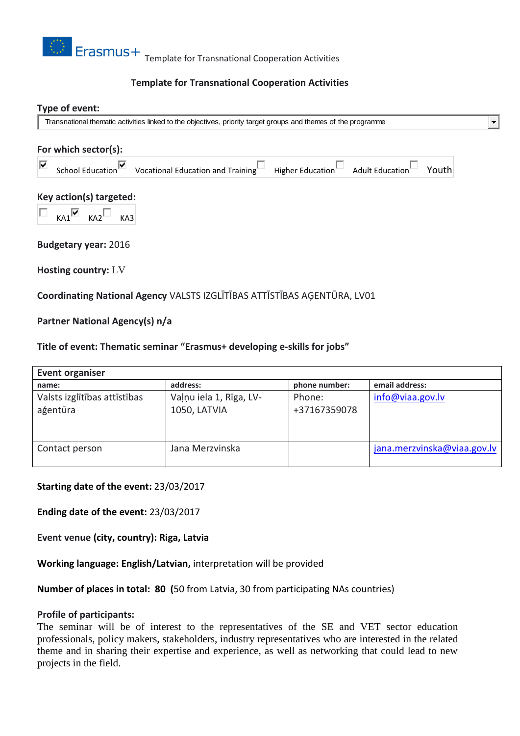## Template for Transnational Cooperation Activities

**Type of event:**

Transnational thematic activities linked to the objectives, priority target groups and themes of the programme

**For which sector(s):**

☑ School Education ☑ Vocational Education and Training ☐ Higher Education ☐ Adult Education ☐ Youth

**Key action(s) targeted:**

☐ KA1 ☑ KA2 ☐ KA3

**Budgetary year:** 2016

**Hosting country:** LV

**Coordinating National Agency** VALSTS IZGLĪTĪBAS ATTĪSTĪBAS AĢENTŪRA, LV01

**Partner National Agency(s) n/a**

**Title of event: Thematic seminar "Erasmus+ developing e-skills for jobs"**

| **Event organiser** | | | |
|---|---|---|---|
| **name:** | **address:** | **phone number:** | **email address:** |
| Valsts izglītības attīstības aģentūra | Vaļņu iela 1, Rīga, LV-1050, LATVIA | Phone: +37167359078 | info@viaa.gov.lv |
| Contact person | Jana Merzvinska | | jana.merzvinska@viaa.gov.lv |

**Starting date of the event:** 23/03/2017

**Ending date of the event:** 23/03/2017

**Event venue (city, country): Riga, Latvia**

**Working language: English/Latvian,** interpretation will be provided

**Number of places in total: 80 (**50 from Latvia, 30 from participating NAs countries)

**Profile of participants:**

The seminar will be of interest to the representatives of the SE and VET sector education professionals, policy makers, stakeholders, industry representatives who are interested in the related theme and in sharing their expertise and experience, as well as networking that could lead to new projects in the field.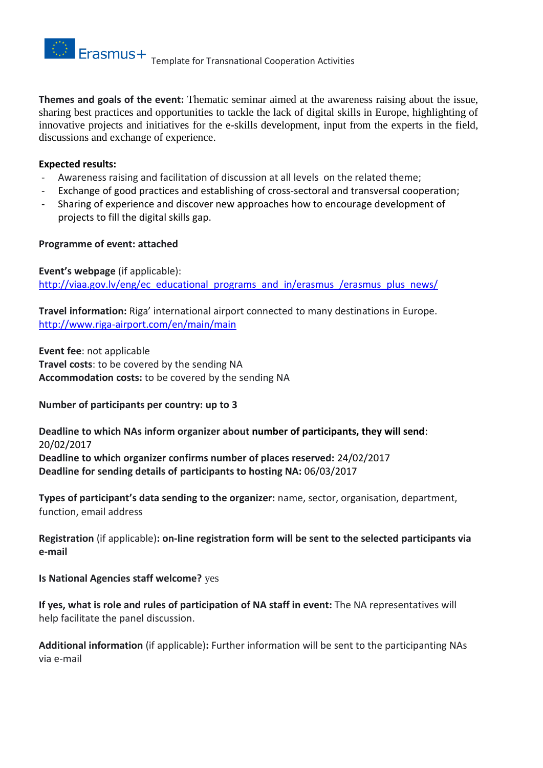**Themes and goals of the event:** Thematic seminar aimed at the awareness raising about the issue, sharing best practices and opportunities to tackle the lack of digital skills in Europe, highlighting of innovative projects and initiatives for the e-skills development, input from the experts in the field, discussions and exchange of experience.

**Expected results:**

- Awareness raising and facilitation of discussion at all levels on the related theme;
- Exchange of good practices and establishing of cross-sectoral and transversal cooperation;
- Sharing of experience and discover new approaches how to encourage development of projects to fill the digital skills gap.

**Programme of event: attached**

**Event's webpage** (if applicable):
http://viaa.gov.lv/eng/ec_educational_programs_and_in/erasmus_/erasmus_plus_news/

**Travel information:** Riga' international airport connected to many destinations in Europe.
http://www.riga-airport.com/en/main/main

**Event fee**: not applicable
**Travel costs**: to be covered by the sending NA
**Accommodation costs:** to be covered by the sending NA

**Number of participants per country: up to 3**

**Deadline to which NAs inform organizer about number of participants, they will send**: 20/02/2017
**Deadline to which organizer confirms number of places reserved:** 24/02/2017
**Deadline for sending details of participants to hosting NA:** 06/03/2017

**Types of participant's data sending to the organizer:** name, sector, organisation, department, function, email address

**Registration** (if applicable)**: on-line registration form will be sent to the selected participants via e-mail**

**Is National Agencies staff welcome?** yes

**If yes, what is role and rules of participation of NA staff in event:** The NA representatives will help facilitate the panel discussion.

**Additional information** (if applicable)**:** Further information will be sent to the participanting NAs via e-mail